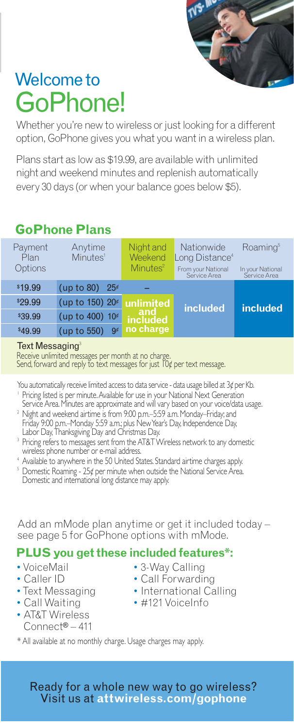# Welcome to GoPhone!

Whether you're new to wireless or just looking for a different option, GoPhone gives you what you want in a wireless plan.

Plans start as low as $19.99, are available with unlimited night and weekend minutes and replenish automatically every 30 days (or when your balance goes below $5).

## GoPhone Plans

| Payment Plan Options | Anytime Minutes[1] | Night and Weekend Minutes[2] | Nationwide Long Distance[4] From your National Service Area | Roaming[5] In your National Service Area |
|---|---|---|---|---|
| $19.99 | (up to 80) 25¢ | – | included | included |
| $29.99 | (up to 150) 20¢ | unlimited and included no charge | included | included |
| $39.99 | (up to 400) 10¢ | unlimited and included no charge | included | included |
| $49.99 | (up to 550) 9¢ | unlimited and included no charge | included | included |

**Text Messaging**[3]
Receive unlimited messages per month at no charge.
Send, forward and reply to text messages for just 10¢ per text message.

You automatically receive limited access to data service - data usage billed at 3¢ per Kb.

[1] Pricing listed is per minute. Available for use in your National Next Generation Service Area. Minutes are approximate and will vary based on your voice/data usage.
[2] Night and weekend airtime is from 9:00 p.m.–5:59 a.m. Monday–Friday; and Friday 9:00 p.m.–Monday 5:59 a.m.; plus New Year's Day, Independence Day, Labor Day, Thanksgiving Day and Christmas Day.
[3] Pricing refers to messages sent from the AT&T Wireless network to any domestic wireless phone number or e-mail address.
[4] Available to anywhere in the 50 United States. Standard airtime charges apply.
[5] Domestic Roaming - 25¢ per minute when outside the National Service Area. Domestic and international long distance may apply.

Add an mMode plan anytime or get it included today – see page 5 for GoPhone options with mMode.

## PLUS you get these included features*:

- VoiceMail
- Caller ID
- Text Messaging
- Call Waiting
- AT&T Wireless Connect® – 411
- 3-Way Calling
- Call Forwarding
- International Calling
- #121 VoiceInfo

* All available at no monthly charge. Usage charges may apply.

Ready for a whole new way to go wireless?
Visit us at **attwireless.com/gophone**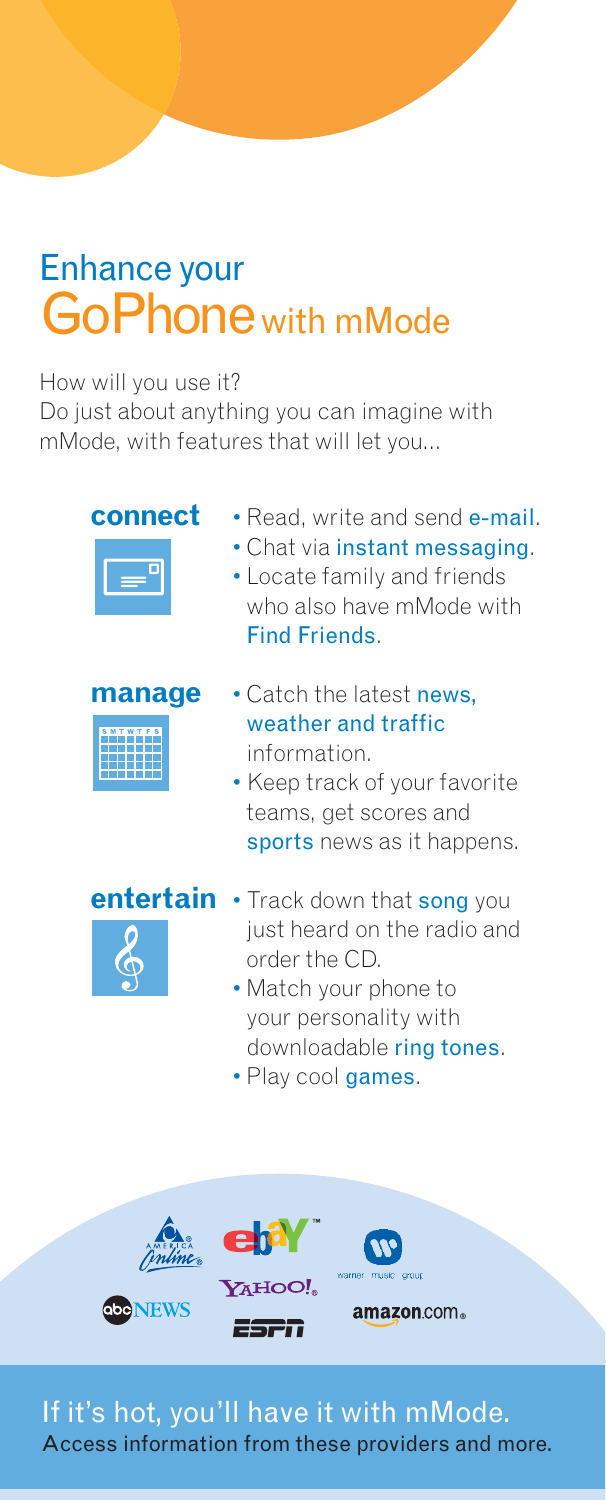# Enhance your GoPhone with mMode

How will you use it?
Do just about anything you can imagine with mMode, with features that will let you...

### connect

- Read, write and send e-mail.
- Chat via instant messaging.
- Locate family and friends who also have mMode with Find Friends.

### manage

- Catch the latest news, weather and traffic information.
- Keep track of your favorite teams, get scores and sports news as it happens.

### entertain

- Track down that song you just heard on the radio and order the CD.
- Match your phone to your personality with downloadable ring tones.
- Play cool games.

## If it's hot, you'll have it with mMode.

Access information from these providers and more.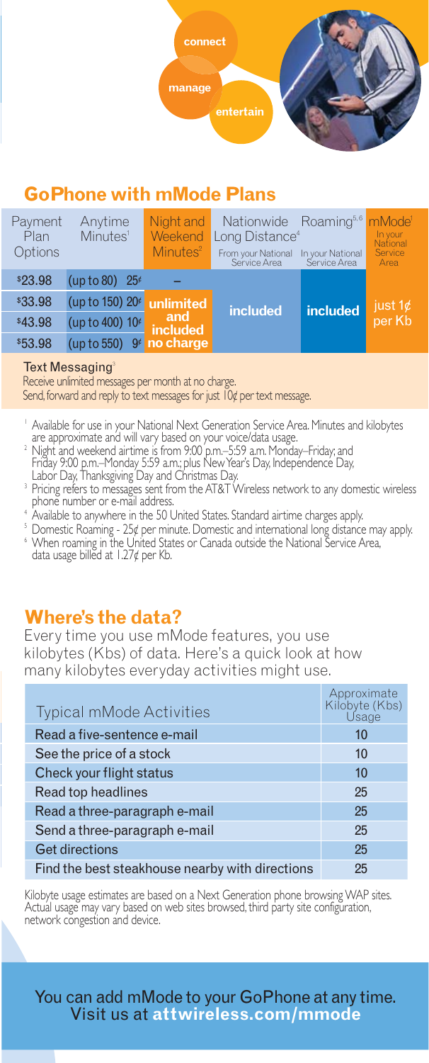connect

manage

entertain

## GoPhone with mMode Plans

| Payment Plan Options | Anytime Minutes[1] | Night and Weekend Minutes[2] | Nationwide Long Distance[4] From your National Service Area | Roaming[5,6] In your National Service Area | mMode[1] In your National Service Area |
|---|---|---|---|---|---|
| $23.98 | (up to 80) 25¢ | – | included | included | just 1¢ per Kb |
| $33.98 | (up to 150) 20¢ | unlimited and included no charge | | | |
| $43.98 | (up to 400) 10¢ | | | | |
| $53.98 | (up to 550) 9¢ | | | | |

**Text Messaging**[3]

Receive unlimited messages per month at no charge.
Send, forward and reply to text messages for just 10¢ per text message.

[1] Available for use in your National Next Generation Service Area. Minutes and kilobytes are approximate and will vary based on your voice/data usage.
[2] Night and weekend airtime is from 9:00 p.m.–5:59 a.m. Monday–Friday; and Friday 9:00 p.m.–Monday 5:59 a.m.; plus New Year's Day, Independence Day, Labor Day, Thanksgiving Day and Christmas Day.
[3] Pricing refers to messages sent from the AT&T Wireless network to any domestic wireless phone number or e-mail address.
[4] Available to anywhere in the 50 United States. Standard airtime charges apply.
[5] Domestic Roaming - 25¢ per minute. Domestic and international long distance may apply.
[6] When roaming in the United States or Canada outside the National Service Area, data usage billed at 1.27¢ per Kb.

## Where's the data?

Every time you use mMode features, you use kilobytes (Kbs) of data. Here's a quick look at how many kilobytes everyday activities might use.

| Typical mMode Activities | Approximate Kilobyte (Kbs) Usage |
|---|---|
| Read a five-sentence e-mail | 10 |
| See the price of a stock | 10 |
| Check your flight status | 10 |
| Read top headlines | 25 |
| Read a three-paragraph e-mail | 25 |
| Send a three-paragraph e-mail | 25 |
| Get directions | 25 |
| Find the best steakhouse nearby with directions | 25 |

Kilobyte usage estimates are based on a Next Generation phone browsing WAP sites. Actual usage may vary based on web sites browsed, third party site configuration, network congestion and device.

You can add mMode to your GoPhone at any time.
Visit us at **attwireless.com/mmode**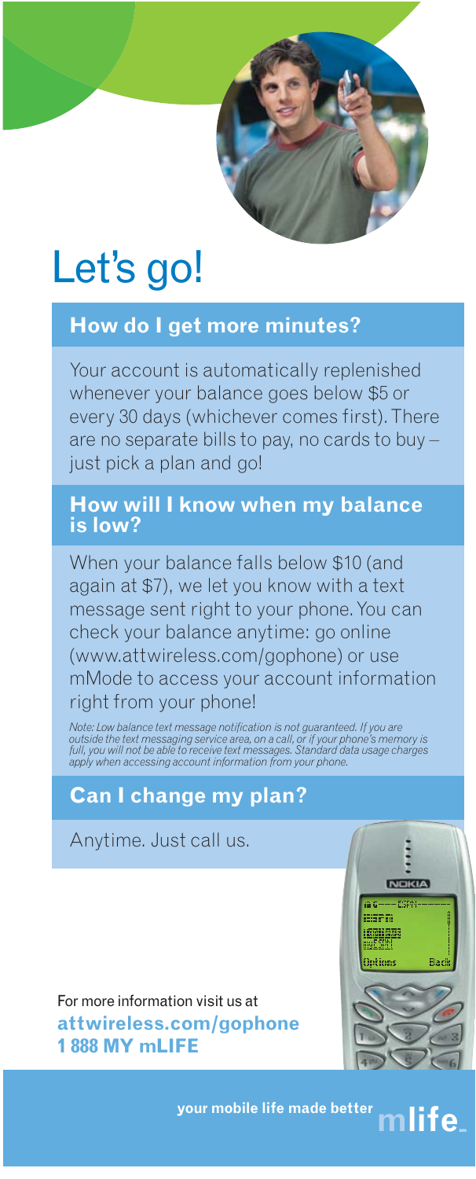# Let's go!

## How do I get more minutes?

Your account is automatically replenished whenever your balance goes below $5 or every 30 days (whichever comes first). There are no separate bills to pay, no cards to buy – just pick a plan and go!

## How will I know when my balance is low?

When your balance falls below $10 (and again at $7), we let you know with a text message sent right to your phone. You can check your balance anytime: go online (www.attwireless.com/gophone) or use mMode to access your account information right from your phone!

*Note: Low balance text message notification is not guaranteed. If you are outside the text messaging service area, on a call, or if your phone's memory is full, you will not be able to receive text messages. Standard data usage charges apply when accessing account information from your phone.*

## Can I change my plan?

Anytime. Just call us.

For more information visit us at
**attwireless.com/gophone**
**1 888 MY mLIFE**

**your mobile life made better** mlife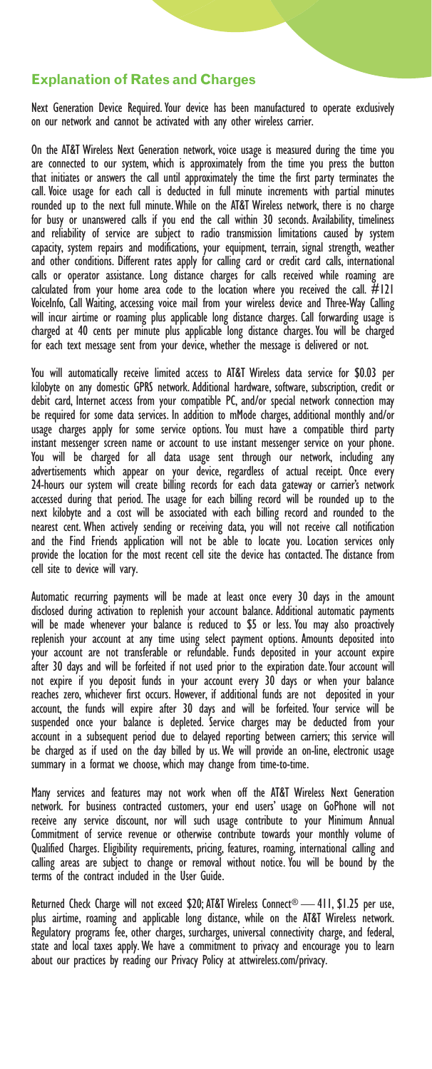## Explanation of Rates and Charges

Next Generation Device Required. Your device has been manufactured to operate exclusively on our network and cannot be activated with any other wireless carrier.

On the AT&T Wireless Next Generation network, voice usage is measured during the time you are connected to our system, which is approximately from the time you press the button that initiates or answers the call until approximately the time the first party terminates the call. Voice usage for each call is deducted in full minute increments with partial minutes rounded up to the next full minute. While on the AT&T Wireless network, there is no charge for busy or unanswered calls if you end the call within 30 seconds. Availability, timeliness and reliability of service are subject to radio transmission limitations caused by system capacity, system repairs and modifications, your equipment, terrain, signal strength, weather and other conditions. Different rates apply for calling card or credit card calls, international calls or operator assistance. Long distance charges for calls received while roaming are calculated from your home area code to the location where you received the call. #121 VoiceInfo, Call Waiting, accessing voice mail from your wireless device and Three-Way Calling will incur airtime or roaming plus applicable long distance charges. Call forwarding usage is charged at 40 cents per minute plus applicable long distance charges. You will be charged for each text message sent from your device, whether the message is delivered or not.

You will automatically receive limited access to AT&T Wireless data service for $0.03 per kilobyte on any domestic GPRS network. Additional hardware, software, subscription, credit or debit card, Internet access from your compatible PC, and/or special network connection may be required for some data services. In addition to mMode charges, additional monthly and/or usage charges apply for some service options. You must have a compatible third party instant messenger screen name or account to use instant messenger service on your phone. You will be charged for all data usage sent through our network, including any advertisements which appear on your device, regardless of actual receipt. Once every 24-hours our system will create billing records for each data gateway or carrier's network accessed during that period. The usage for each billing record will be rounded up to the next kilobyte and a cost will be associated with each billing record and rounded to the nearest cent. When actively sending or receiving data, you will not receive call notification and the Find Friends application will not be able to locate you. Location services only provide the location for the most recent cell site the device has contacted. The distance from cell site to device will vary.

Automatic recurring payments will be made at least once every 30 days in the amount disclosed during activation to replenish your account balance. Additional automatic payments will be made whenever your balance is reduced to $5 or less. You may also proactively replenish your account at any time using select payment options. Amounts deposited into your account are not transferable or refundable. Funds deposited in your account expire after 30 days and will be forfeited if not used prior to the expiration date. Your account will not expire if you deposit funds in your account every 30 days or when your balance reaches zero, whichever first occurs. However, if additional funds are not deposited in your account, the funds will expire after 30 days and will be forfeited. Your service will be suspended once your balance is depleted. Service charges may be deducted from your account in a subsequent period due to delayed reporting between carriers; this service will be charged as if used on the day billed by us. We will provide an on-line, electronic usage summary in a format we choose, which may change from time-to-time.

Many services and features may not work when off the AT&T Wireless Next Generation network. For business contracted customers, your end users' usage on GoPhone will not receive any service discount, nor will such usage contribute to your Minimum Annual Commitment of service revenue or otherwise contribute towards your monthly volume of Qualified Charges. Eligibility requirements, pricing, features, roaming, international calling and calling areas are subject to change or removal without notice. You will be bound by the terms of the contract included in the User Guide.

Returned Check Charge will not exceed $20; AT&T Wireless Connect® — 411, $1.25 per use, plus airtime, roaming and applicable long distance, while on the AT&T Wireless network. Regulatory programs fee, other charges, surcharges, universal connectivity charge, and federal, state and local taxes apply. We have a commitment to privacy and encourage you to learn about our practices by reading our Privacy Policy at attwireless.com/privacy.